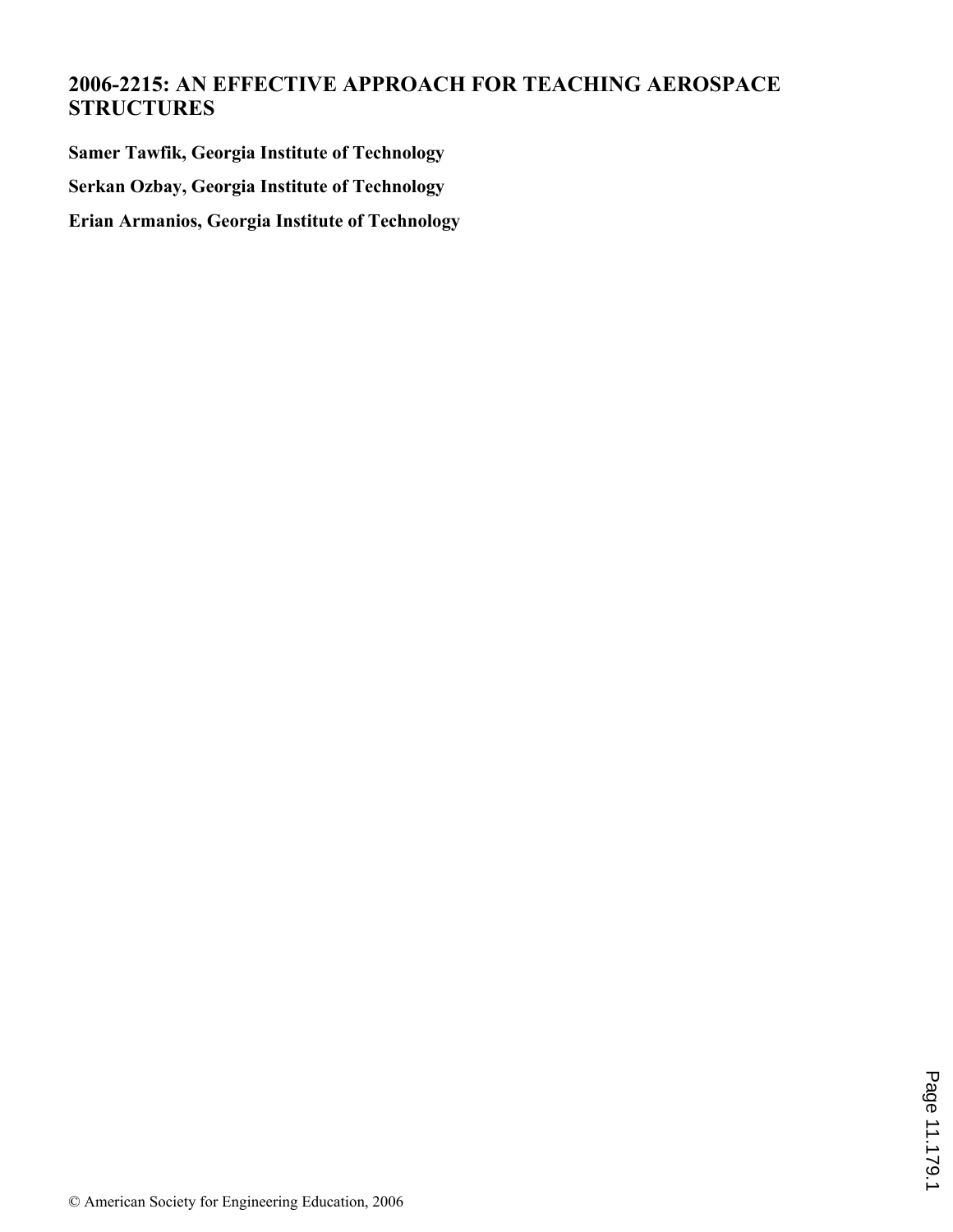# 2006-2215: AN EFFECTIVE APPROACH FOR TEACHING AEROSPACE STRUCTURES

**Samer Tawfik, Georgia Institute of Technology**

**Serkan Ozbay, Georgia Institute of Technology**

**Erian Armanios, Georgia Institute of Technology**

© American Society for Engineering Education, 2006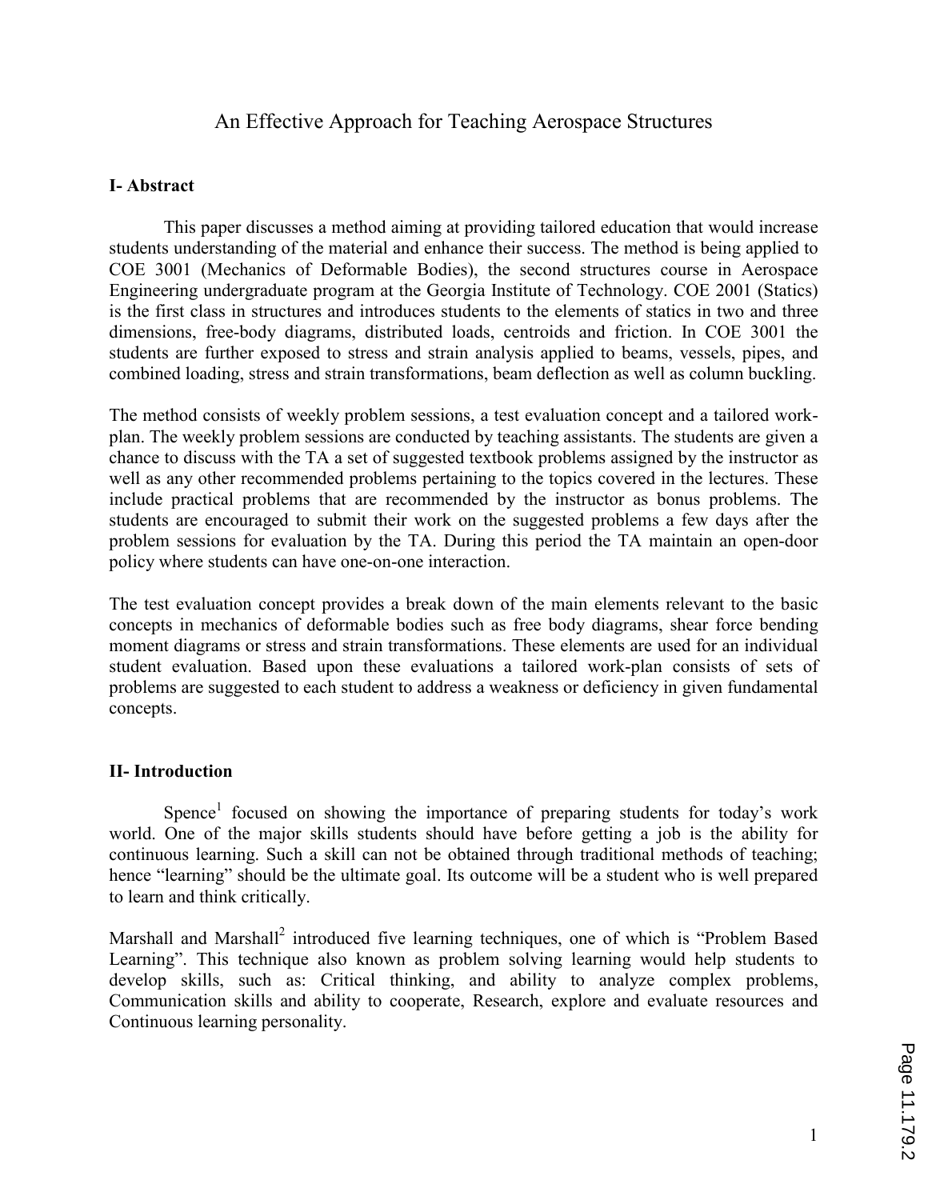# An Effective Approach for Teaching Aerospace Structures

## I- Abstract

This paper discusses a method aiming at providing tailored education that would increase students understanding of the material and enhance their success. The method is being applied to COE 3001 (Mechanics of Deformable Bodies), the second structures course in Aerospace Engineering undergraduate program at the Georgia Institute of Technology. COE 2001 (Statics) is the first class in structures and introduces students to the elements of statics in two and three dimensions, free-body diagrams, distributed loads, centroids and friction. In COE 3001 the students are further exposed to stress and strain analysis applied to beams, vessels, pipes, and combined loading, stress and strain transformations, beam deflection as well as column buckling.

The method consists of weekly problem sessions, a test evaluation concept and a tailored work-plan. The weekly problem sessions are conducted by teaching assistants. The students are given a chance to discuss with the TA a set of suggested textbook problems assigned by the instructor as well as any other recommended problems pertaining to the topics covered in the lectures. These include practical problems that are recommended by the instructor as bonus problems. The students are encouraged to submit their work on the suggested problems a few days after the problem sessions for evaluation by the TA. During this period the TA maintain an open-door policy where students can have one-on-one interaction.

The test evaluation concept provides a break down of the main elements relevant to the basic concepts in mechanics of deformable bodies such as free body diagrams, shear force bending moment diagrams or stress and strain transformations. These elements are used for an individual student evaluation. Based upon these evaluations a tailored work-plan consists of sets of problems are suggested to each student to address a weakness or deficiency in given fundamental concepts.

## II- Introduction

Spence[1] focused on showing the importance of preparing students for today's work world. One of the major skills students should have before getting a job is the ability for continuous learning. Such a skill can not be obtained through traditional methods of teaching; hence "learning" should be the ultimate goal. Its outcome will be a student who is well prepared to learn and think critically.

Marshall and Marshall[2] introduced five learning techniques, one of which is "Problem Based Learning". This technique also known as problem solving learning would help students to develop skills, such as: Critical thinking, and ability to analyze complex problems, Communication skills and ability to cooperate, Research, explore and evaluate resources and Continuous learning personality.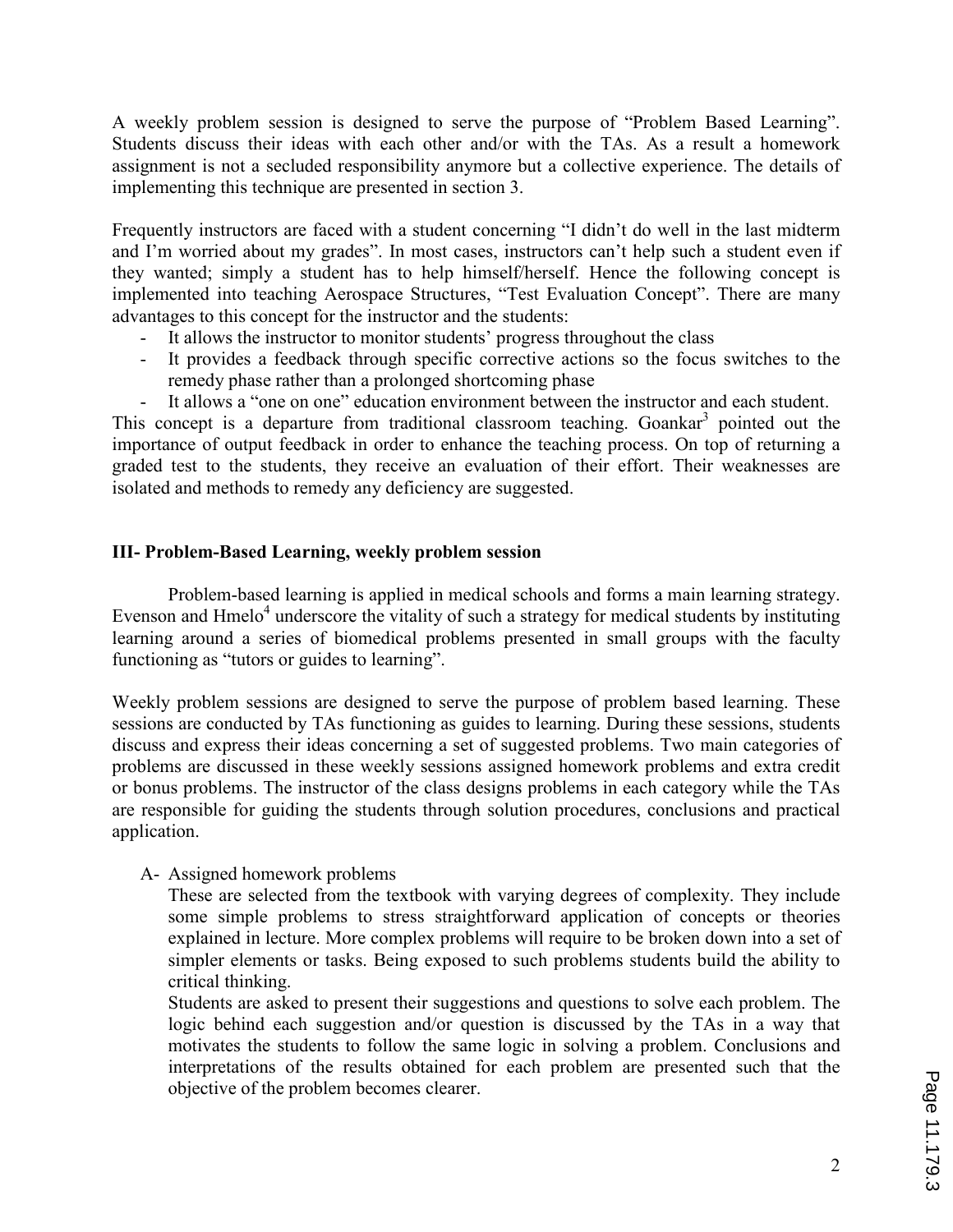A weekly problem session is designed to serve the purpose of "Problem Based Learning". Students discuss their ideas with each other and/or with the TAs. As a result a homework assignment is not a secluded responsibility anymore but a collective experience. The details of implementing this technique are presented in section 3.

Frequently instructors are faced with a student concerning "I didn't do well in the last midterm and I'm worried about my grades". In most cases, instructors can't help such a student even if they wanted; simply a student has to help himself/herself. Hence the following concept is implemented into teaching Aerospace Structures, "Test Evaluation Concept". There are many advantages to this concept for the instructor and the students:

- It allows the instructor to monitor students' progress throughout the class
- It provides a feedback through specific corrective actions so the focus switches to the remedy phase rather than a prolonged shortcoming phase
- It allows a "one on one" education environment between the instructor and each student.

This concept is a departure from traditional classroom teaching. Goankar[3] pointed out the importance of output feedback in order to enhance the teaching process. On top of returning a graded test to the students, they receive an evaluation of their effort. Their weaknesses are isolated and methods to remedy any deficiency are suggested.

## III- Problem-Based Learning, weekly problem session

Problem-based learning is applied in medical schools and forms a main learning strategy. Evenson and Hmelo[4] underscore the vitality of such a strategy for medical students by instituting learning around a series of biomedical problems presented in small groups with the faculty functioning as "tutors or guides to learning".

Weekly problem sessions are designed to serve the purpose of problem based learning. These sessions are conducted by TAs functioning as guides to learning. During these sessions, students discuss and express their ideas concerning a set of suggested problems. Two main categories of problems are discussed in these weekly sessions assigned homework problems and extra credit or bonus problems. The instructor of the class designs problems in each category while the TAs are responsible for guiding the students through solution procedures, conclusions and practical application.

A- Assigned homework problems

These are selected from the textbook with varying degrees of complexity. They include some simple problems to stress straightforward application of concepts or theories explained in lecture. More complex problems will require to be broken down into a set of simpler elements or tasks. Being exposed to such problems students build the ability to critical thinking.

Students are asked to present their suggestions and questions to solve each problem. The logic behind each suggestion and/or question is discussed by the TAs in a way that motivates the students to follow the same logic in solving a problem. Conclusions and interpretations of the results obtained for each problem are presented such that the objective of the problem becomes clearer.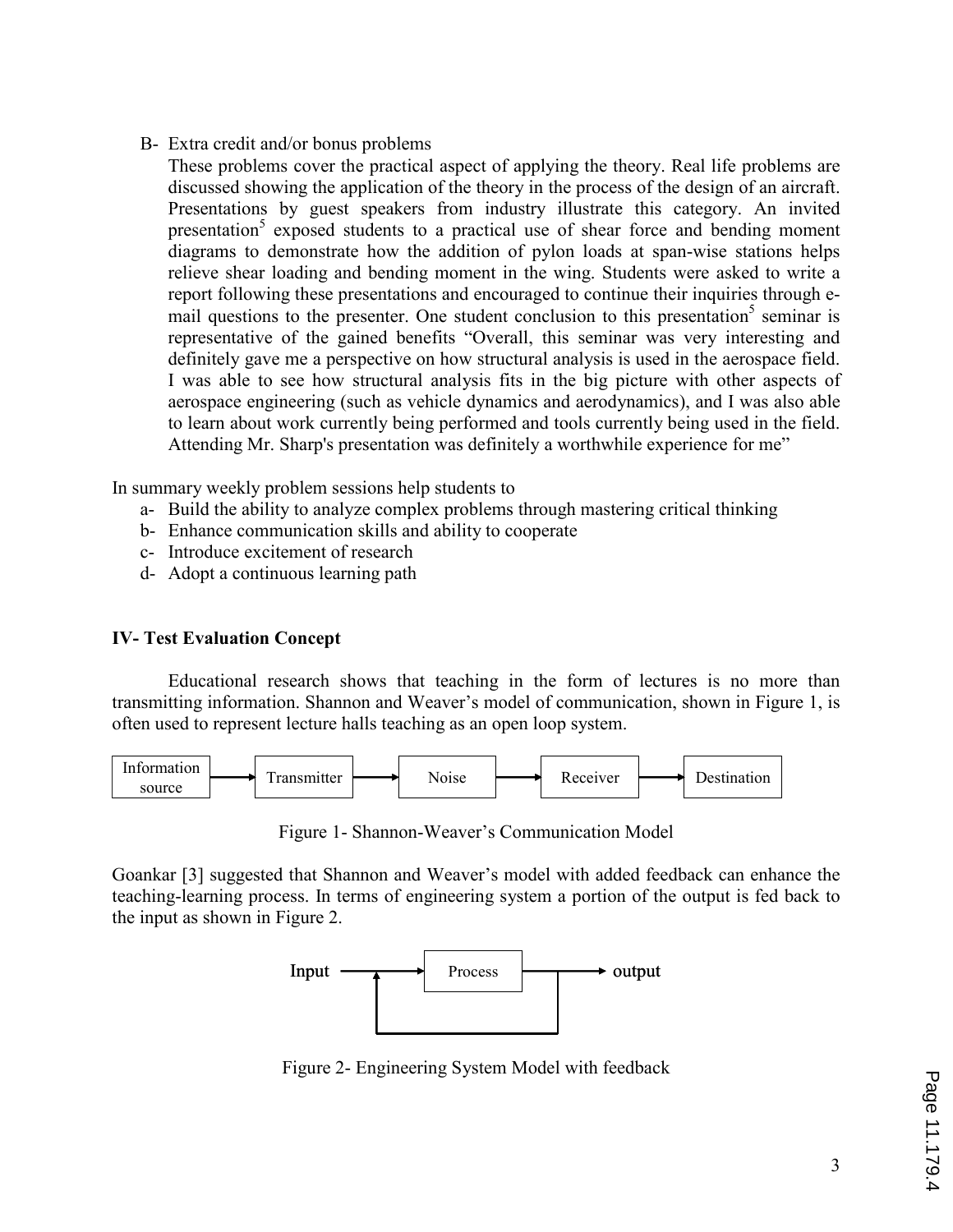B- Extra credit and/or bonus problems

These problems cover the practical aspect of applying the theory. Real life problems are discussed showing the application of the theory in the process of the design of an aircraft. Presentations by guest speakers from industry illustrate this category. An invited presentation[5] exposed students to a practical use of shear force and bending moment diagrams to demonstrate how the addition of pylon loads at span-wise stations helps relieve shear loading and bending moment in the wing. Students were asked to write a report following these presentations and encouraged to continue their inquiries through e-mail questions to the presenter. One student conclusion to this presentation[5] seminar is representative of the gained benefits "Overall, this seminar was very interesting and definitely gave me a perspective on how structural analysis is used in the aerospace field. I was able to see how structural analysis fits in the big picture with other aspects of aerospace engineering (such as vehicle dynamics and aerodynamics), and I was also able to learn about work currently being performed and tools currently being used in the field. Attending Mr. Sharp's presentation was definitely a worthwhile experience for me"

In summary weekly problem sessions help students to

a- Build the ability to analyze complex problems through mastering critical thinking
b- Enhance communication skills and ability to cooperate
c- Introduce excitement of research
d- Adopt a continuous learning path

## IV- Test Evaluation Concept

Educational research shows that teaching in the form of lectures is no more than transmitting information. Shannon and Weaver's model of communication, shown in Figure 1, is often used to represent lecture halls teaching as an open loop system.

Information source → Transmitter → Noise → Receiver → Destination

Figure 1- Shannon-Weaver's Communication Model

Goankar [3] suggested that Shannon and Weaver's model with added feedback can enhance the teaching-learning process. In terms of engineering system a portion of the output is fed back to the input as shown in Figure 2.

Input → Process → output (with feedback loop from output to input)

Figure 2- Engineering System Model with feedback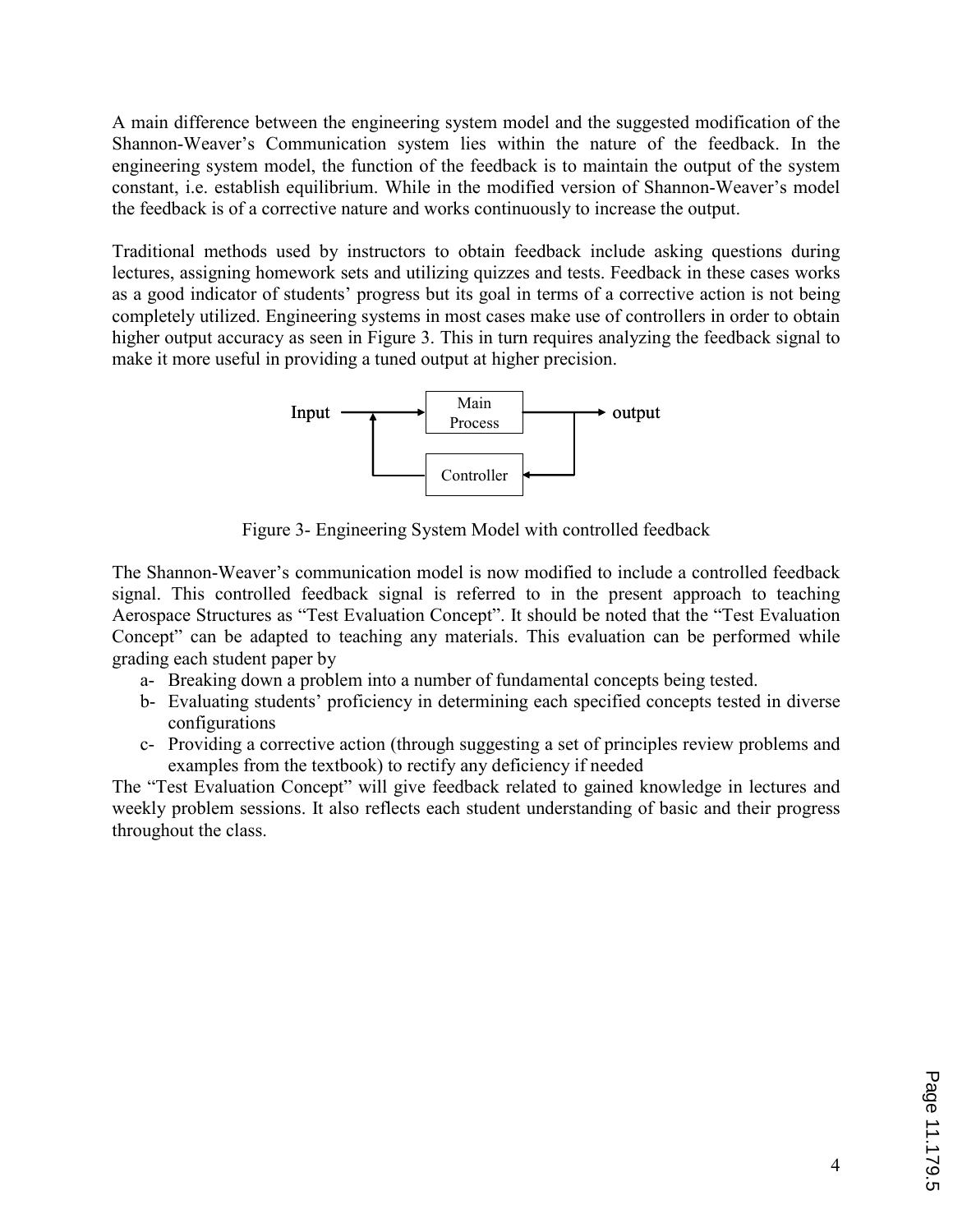A main difference between the engineering system model and the suggested modification of the Shannon-Weaver's Communication system lies within the nature of the feedback. In the engineering system model, the function of the feedback is to maintain the output of the system constant, i.e. establish equilibrium. While in the modified version of Shannon-Weaver's model the feedback is of a corrective nature and works continuously to increase the output.

Traditional methods used by instructors to obtain feedback include asking questions during lectures, assigning homework sets and utilizing quizzes and tests. Feedback in these cases works as a good indicator of students' progress but its goal in terms of a corrective action is not being completely utilized. Engineering systems in most cases make use of controllers in order to obtain higher output accuracy as seen in Figure 3. This in turn requires analyzing the feedback signal to make it more useful in providing a tuned output at higher precision.

Input → Main Process → output; Controller

Figure 3- Engineering System Model with controlled feedback

The Shannon-Weaver's communication model is now modified to include a controlled feedback signal. This controlled feedback signal is referred to in the present approach to teaching Aerospace Structures as "Test Evaluation Concept". It should be noted that the "Test Evaluation Concept" can be adapted to teaching any materials. This evaluation can be performed while grading each student paper by

a- Breaking down a problem into a number of fundamental concepts being tested.

b- Evaluating students' proficiency in determining each specified concepts tested in diverse configurations

c- Providing a corrective action (through suggesting a set of principles review problems and examples from the textbook) to rectify any deficiency if needed

The "Test Evaluation Concept" will give feedback related to gained knowledge in lectures and weekly problem sessions. It also reflects each student understanding of basic and their progress throughout the class.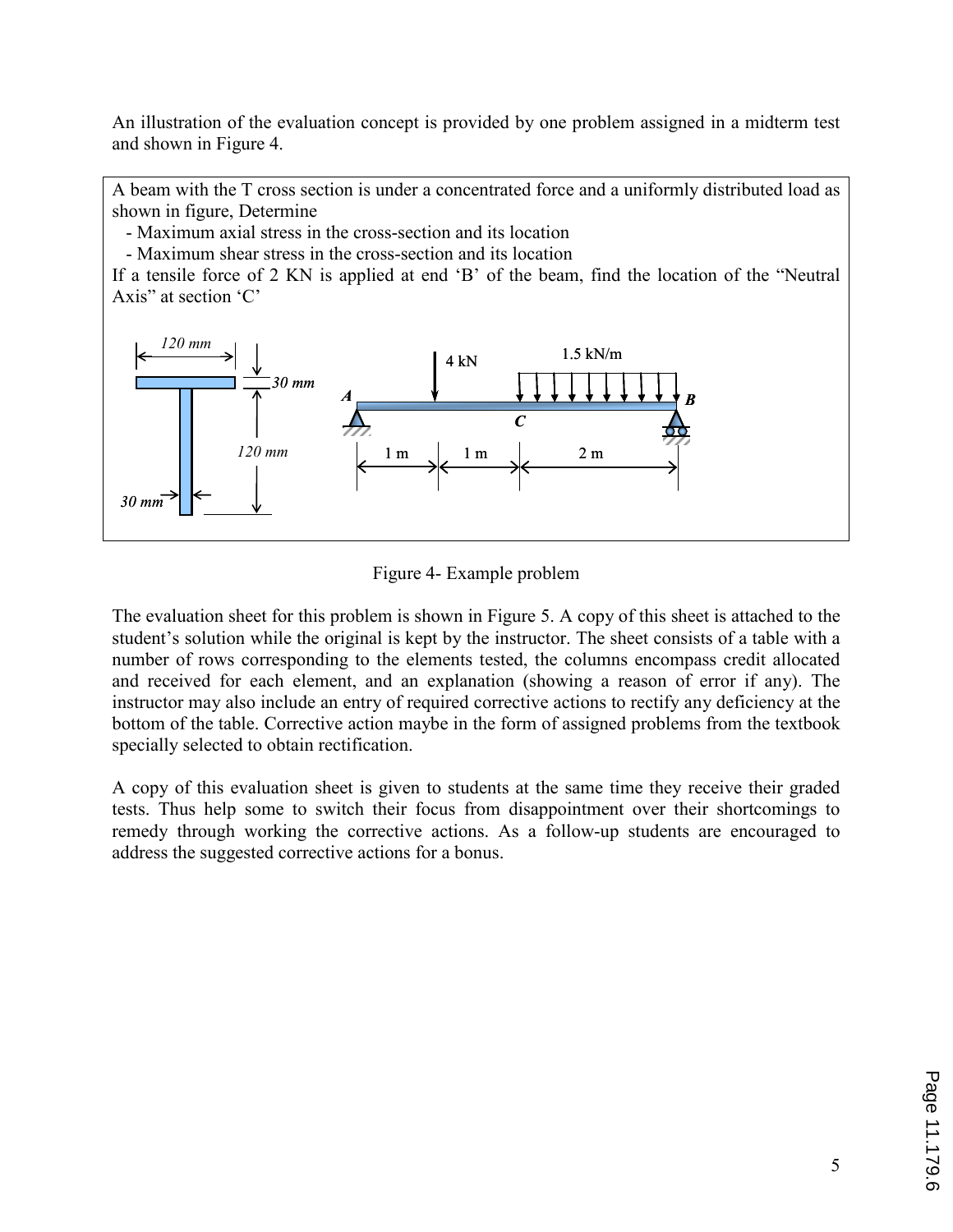An illustration of the evaluation concept is provided by one problem assigned in a midterm test and shown in Figure 4.

> A beam with the T cross section is under a concentrated force and a uniformly distributed load as shown in figure, Determine
>
> - Maximum axial stress in the cross-section and its location
> - Maximum shear stress in the cross-section and its location
>
> If a tensile force of 2 KN is applied at end 'B' of the beam, find the location of the "Neutral Axis" at section 'C'

Figure 4- Example problem

The evaluation sheet for this problem is shown in Figure 5. A copy of this sheet is attached to the student's solution while the original is kept by the instructor. The sheet consists of a table with a number of rows corresponding to the elements tested, the columns encompass credit allocated and received for each element, and an explanation (showing a reason of error if any). The instructor may also include an entry of required corrective actions to rectify any deficiency at the bottom of the table. Corrective action maybe in the form of assigned problems from the textbook specially selected to obtain rectification.

A copy of this evaluation sheet is given to students at the same time they receive their graded tests. Thus help some to switch their focus from disappointment over their shortcomings to remedy through working the corrective actions. As a follow-up students are encouraged to address the suggested corrective actions for a bonus.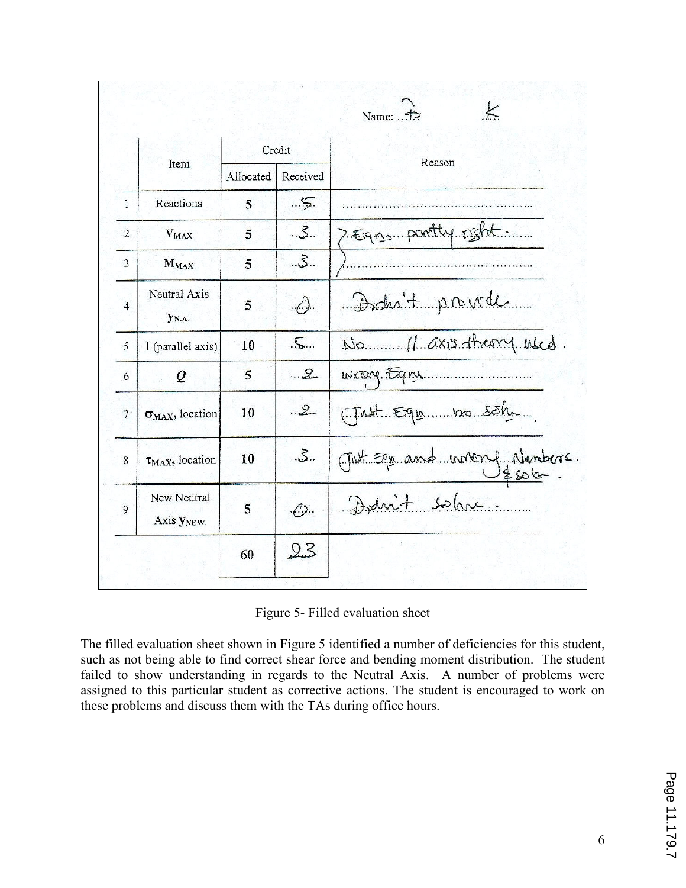Name: ...P... ...K...

| | Item | Credit | | Reason |
|---|---|---|---|---|
| | | Allocated | Received | |
| 1 | Reactions | 5 | 5 | |
| 2 | $V_{MAX}$ | 5 | 3 | Eqns partly right |
| 3 | $M_{MAX}$ | 5 | 3 | |
| 4 | Neutral Axis $y_{N.A.}$ | 5 | 0 | Didn't provide |
| 5 | I (parallel axis) | 10 | 5 | No // axis theory used. |
| 6 | $Q$ | 5 | 2 | wrong Eqns |
| 7 | $\sigma_{MAX}$, location | 10 | 2 | Just Eqn no soln. |
| 8 | $\tau_{MAX}$, location | 10 | 3 | Just Eqn and wrong Numbers & soln. |
| 9 | New Neutral Axis $y_{NEW}$ | 5 | 0 | Didn't solve |
| | | 60 | 23 | |

Figure 5- Filled evaluation sheet

The filled evaluation sheet shown in Figure 5 identified a number of deficiencies for this student, such as not being able to find correct shear force and bending moment distribution. The student failed to show understanding in regards to the Neutral Axis. A number of problems were assigned to this particular student as corrective actions. The student is encouraged to work on these problems and discuss them with the TAs during office hours.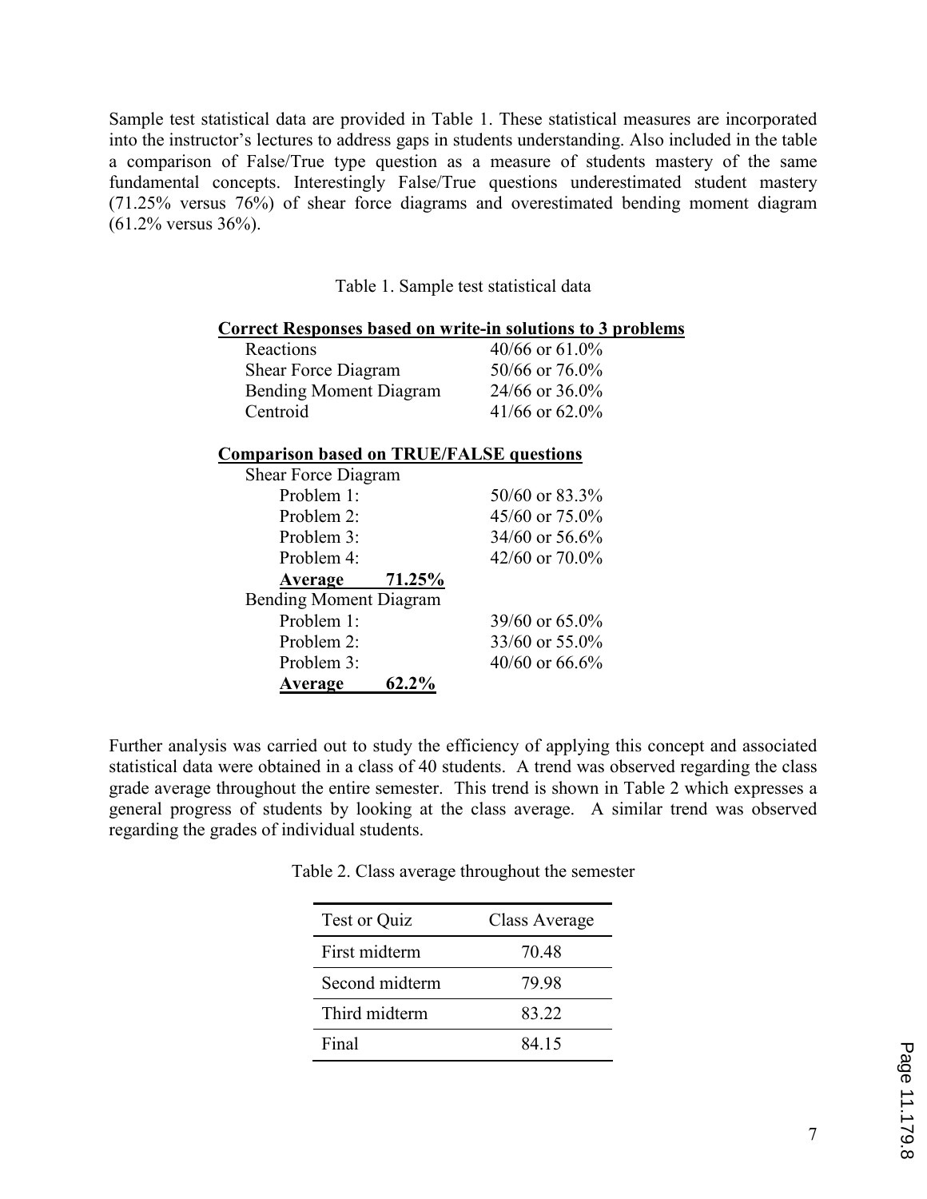Sample test statistical data are provided in Table 1. These statistical measures are incorporated into the instructor's lectures to address gaps in students understanding. Also included in the table a comparison of False/True type question as a measure of students mastery of the same fundamental concepts. Interestingly False/True questions underestimated student mastery (71.25% versus 76%) of shear force diagrams and overestimated bending moment diagram (61.2% versus 36%).

Table 1. Sample test statistical data

| **Correct Responses based on write-in solutions to 3 problems** | |
|---|---|
| Reactions | 40/66 or 61.0% |
| Shear Force Diagram | 50/66 or 76.0% |
| Bending Moment Diagram | 24/66 or 36.0% |
| Centroid | 41/66 or 62.0% |
| **Comparison based on TRUE/FALSE questions** | |
| Shear Force Diagram | |
| Problem 1: | 50/60 or 83.3% |
| Problem 2: | 45/60 or 75.0% |
| Problem 3: | 34/60 or 56.6% |
| Problem 4: | 42/60 or 70.0% |
| **Average 71.25%** | |
| Bending Moment Diagram | |
| Problem 1: | 39/60 or 65.0% |
| Problem 2: | 33/60 or 55.0% |
| Problem 3: | 40/60 or 66.6% |
| **Average 62.2%** | |

Further analysis was carried out to study the efficiency of applying this concept and associated statistical data were obtained in a class of 40 students. A trend was observed regarding the class grade average throughout the entire semester. This trend is shown in Table 2 which expresses a general progress of students by looking at the class average. A similar trend was observed regarding the grades of individual students.

Table 2. Class average throughout the semester

| Test or Quiz | Class Average |
|---|---|
| First midterm | 70.48 |
| Second midterm | 79.98 |
| Third midterm | 83.22 |
| Final | 84.15 |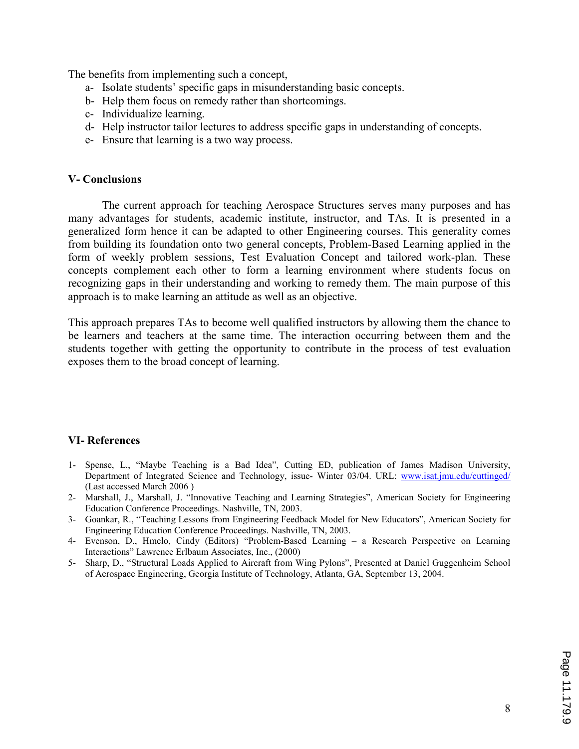The benefits from implementing such a concept,

a- Isolate students' specific gaps in misunderstanding basic concepts.
b- Help them focus on remedy rather than shortcomings.
c- Individualize learning.
d- Help instructor tailor lectures to address specific gaps in understanding of concepts.
e- Ensure that learning is a two way process.

## V- Conclusions

The current approach for teaching Aerospace Structures serves many purposes and has many advantages for students, academic institute, instructor, and TAs. It is presented in a generalized form hence it can be adapted to other Engineering courses. This generality comes from building its foundation onto two general concepts, Problem-Based Learning applied in the form of weekly problem sessions, Test Evaluation Concept and tailored work-plan. These concepts complement each other to form a learning environment where students focus on recognizing gaps in their understanding and working to remedy them. The main purpose of this approach is to make learning an attitude as well as an objective.

This approach prepares TAs to become well qualified instructors by allowing them the chance to be learners and teachers at the same time. The interaction occurring between them and the students together with getting the opportunity to contribute in the process of test evaluation exposes them to the broad concept of learning.

## VI- References

1- Spense, L., "Maybe Teaching is a Bad Idea", Cutting ED, publication of James Madison University, Department of Integrated Science and Technology, issue- Winter 03/04. URL: www.isat.jmu.edu/cuttinged/ (Last accessed March 2006 )

2- Marshall, J., Marshall, J. "Innovative Teaching and Learning Strategies", American Society for Engineering Education Conference Proceedings. Nashville, TN, 2003.

3- Goankar, R., "Teaching Lessons from Engineering Feedback Model for New Educators", American Society for Engineering Education Conference Proceedings. Nashville, TN, 2003.

4- Evenson, D., Hmelo, Cindy (Editors) "Problem-Based Learning – a Research Perspective on Learning Interactions" Lawrence Erlbaum Associates, Inc., (2000)

5- Sharp, D., "Structural Loads Applied to Aircraft from Wing Pylons", Presented at Daniel Guggenheim School of Aerospace Engineering, Georgia Institute of Technology, Atlanta, GA, September 13, 2004.